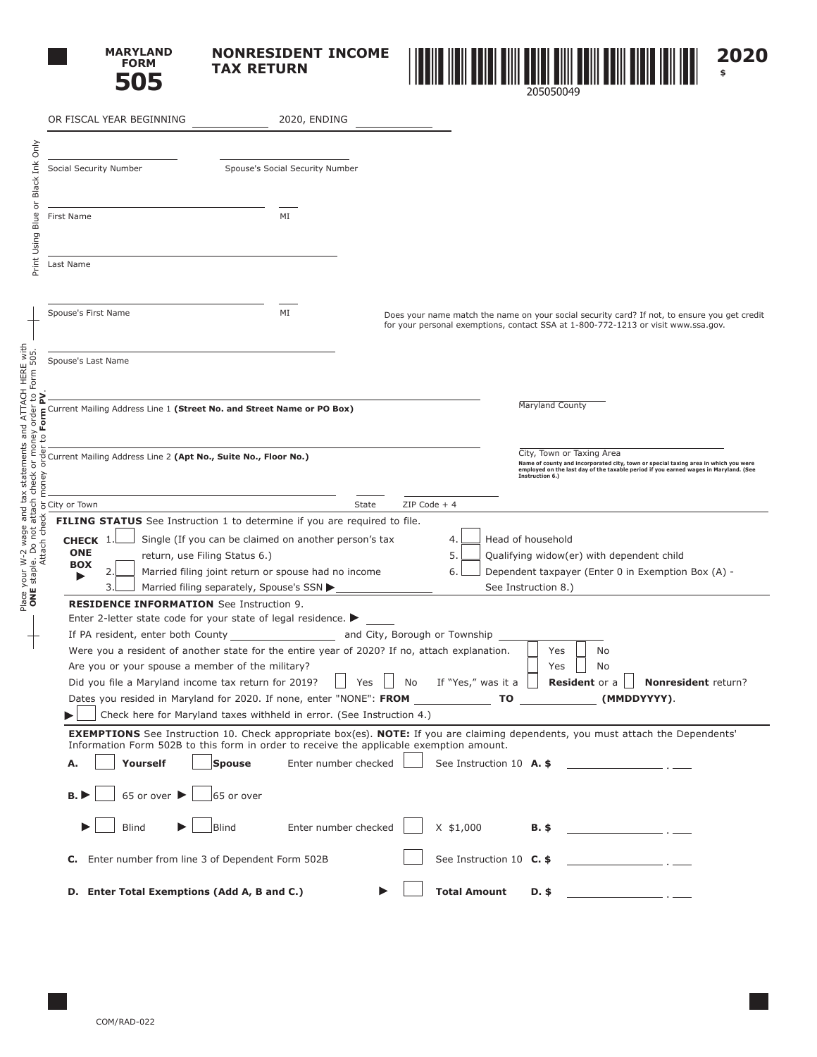# MARYLAND FORM 505

## NONRESIDENT INCOME TAX RETURN

205050049

**2020**

$

OR FISCAL YEAR BEGINNING ____________ 2020, ENDING ____________

Social Security Number ____________ Spouse's Social Security Number ____________

First Name ____________ MI ____

Last Name ____________

Spouse's First Name ____________ MI ____

Does your name match the name on your social security card? If not, to ensure you get credit for your personal exemptions, contact SSA at 1-800-772-1213 or visit www.ssa.gov.

Spouse's Last Name ____________

Current Mailing Address Line 1 **(Street No. and Street Name or PO Box)** ____________

Maryland County ____________

Current Mailing Address Line 2 **(Apt No., Suite No., Floor No.)** ____________

City, Town or Taxing Area ____________

**Name of county and incorporated city, town or special taxing area in which you were employed on the last day of the taxable period if you earned wages in Maryland. (See Instruction 6.)**

City or Town ____________ State ____ ZIP Code + 4 ____________

Print Using Blue or Black Ink Only

Place your W-2 wage and tax statements and ATTACH HERE with **ONE** staple. Do not attach check or money order to Form 505. Attach check or money order to **Form PV**.

**FILING STATUS** See Instruction 1 to determine if you are required to file.

**CHECK ONE BOX** ▶

1. ☐ Single (If you can be claimed on another person's tax return, use Filing Status 6.)
2. ☐ Married filing joint return or spouse had no income
3. ☐ Married filing separately, Spouse's SSN ▶ ____________
4. ☐ Head of household
5. ☐ Qualifying widow(er) with dependent child
6. ☐ Dependent taxpayer (Enter 0 in Exemption Box (A) - See Instruction 8.)

**RESIDENCE INFORMATION** See Instruction 9.

Enter 2-letter state code for your state of legal residence. ▶ ____

If PA resident, enter both County ____________ and City, Borough or Township ____________

Were you a resident of another state for the entire year of 2020? If no, attach explanation. ☐ Yes ☐ No

Are you or your spouse a member of the military? ☐ Yes ☐ No

Did you file a Maryland income tax return for 2019? ☐ Yes ☐ No If "Yes," was it a ☐ **Resident** or a ☐ **Nonresident** return?

Dates you resided in Maryland for 2020. If none, enter "NONE": **FROM** ____________ **TO** ____________ **(MMDDYYYY)**.

▶ ☐ Check here for Maryland taxes withheld in error. (See Instruction 4.)

**EXEMPTIONS** See Instruction 10. Check appropriate box(es). **NOTE:** If you are claiming dependents, you must attach the Dependents' Information Form 502B to this form in order to receive the applicable exemption amount.

**A.** ☐ **Yourself** ☐ **Spouse** Enter number checked ☐ See Instruction 10 **A. $** ____________ . ____

**B.** ▶ ☐ 65 or over ▶ ☐ 65 or over

▶ ☐ Blind ▶ ☐ Blind Enter number checked ☐ X $1,000 **B. $** ____________ . ____

**C.** Enter number from line 3 of Dependent Form 502B ☐ See Instruction 10 **C. $** ____________ . ____

**D. Enter Total Exemptions (Add A, B and C.)** ▶ ☐ **Total Amount** **D. $** ____________ . ____

COM/RAD-022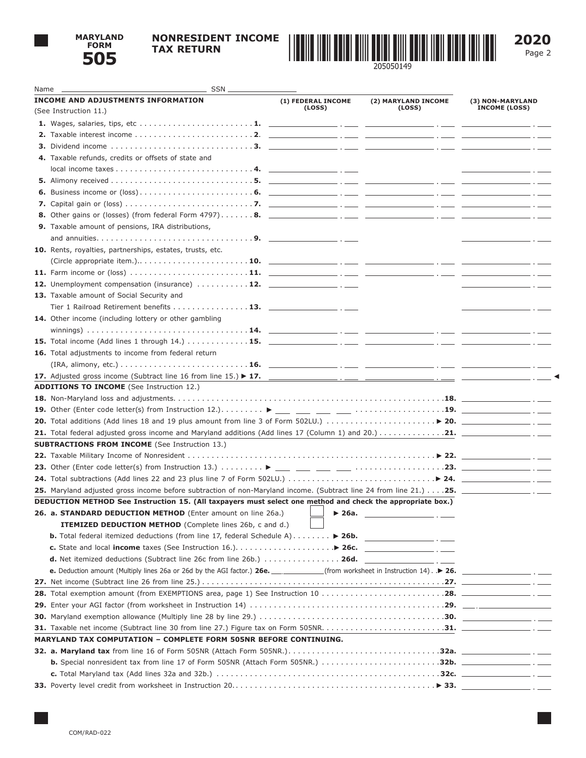# MARYLAND FORM 505

## NONRESIDENT INCOME TAX RETURN

205050149

**2020**

Name ______________________ SSN ______________

| INCOME AND ADJUSTMENTS INFORMATION (See Instruction 11.) | (1) FEDERAL INCOME (LOSS) | (2) MARYLAND INCOME (LOSS) | (3) NON-MARYLAND INCOME (LOSS) |
|---|---|---|---|
| **1.** Wages, salaries, tips, etc . . . . . **1.** | | | |
| **2.** Taxable interest income . . . . . **2.** | | | |
| **3.** Dividend income . . . . . **3.** | | | |
| **4.** Taxable refunds, credits or offsets of state and local income taxes . . . . . **4.** | | | |
| **5.** Alimony received . . . . . **5.** | | | |
| **6.** Business income or (loss) . . . . . **6.** | | | |
| **7.** Capital gain or (loss) . . . . . **7.** | | | |
| **8.** Other gains or (losses) (from federal Form 4797) . . . . . **8.** | | | |
| **9.** Taxable amount of pensions, IRA distributions, and annuities. . . . . **9.** | | | |
| **10.** Rents, royalties, partnerships, estates, trusts, etc. (Circle appropriate item.). . . . . **10.** | | | |
| **11.** Farm income or (loss) . . . . . **11.** | | | |
| **12.** Unemployment compensation (insurance) . . . . . **12.** | | | |
| **13.** Taxable amount of Social Security and Tier 1 Railroad Retirement benefits . . . . . **13.** | | | |
| **14.** Other income (including lottery or other gambling winnings) . . . . . **14.** | | | |
| **15.** Total income (Add lines 1 through 14.) . . . . . **15.** | | | |
| **16.** Total adjustments to income from federal return (IRA, alimony, etc.) . . . . . **16.** | | | |
| **17.** Adjusted gross income (Subtract line 16 from line 15.) ► **17.** | | | ◄ |

**ADDITIONS TO INCOME** (See Instruction 12.)

**18.** Non-Maryland loss and adjustments. . . . . **18.** ______

**19.** Other (Enter code letter(s) from Instruction 12.) . . . . . ► ___ ___ ___ ___ . . . . . **19.** ______

**20.** Total additions (Add lines 18 and 19 plus amount from line 3 of Form 502LU.) . . . . . ► **20.** ______

**21.** Total federal adjusted gross income and Maryland additions (Add lines 17 (Column 1) and 20.) . . . . . **21.** ______

**SUBTRACTIONS FROM INCOME** (See Instruction 13.)

**22.** Taxable Military Income of Nonresident . . . . . ► **22.** ______

**23.** Other (Enter code letter(s) from Instruction 13.) . . . . . ► ___ ___ ___ ___ . . . . . **23.** ______

**24.** Total subtractions (Add lines 22 and 23 plus line 7 of Form 502LU.) . . . . . ► **24.** ______

**25.** Maryland adjusted gross income before subtraction of non-Maryland income. (Subtract line 24 from line 21.) . . . . **25.** ______

**DEDUCTION METHOD See Instruction 15. (All taxpayers must select one method and check the appropriate box.)**

**26. a. STANDARD DEDUCTION METHOD** (Enter amount on line 26a.) ☐ ► **26a.** ______

**ITEMIZED DEDUCTION METHOD** (Complete lines 26b, c and d.) ☐

**b.** Total federal itemized deductions (from line 17, federal Schedule A) . . . . . ► **26b.** ______

**c.** State and local **income** taxes (See Instruction 16.). . . . . ► **26c.** ______

**d.** Net itemized deductions (Subtract line 26c from line 26b.) . . . . . **26d.** ______

**e.** Deduction amount (Multiply lines 26a or 26d by the AGI factor.) **26e.** ___.______ (from worksheet in Instruction 14) . . ► **26.** ______

**27.** Net income (Subtract line 26 from line 25.) . . . . . **27.** ______

**28.** Total exemption amount (from EXEMPTIONS area, page 1) See Instruction 10 . . . . . **28.** ______

**29.** Enter your AGI factor (from worksheet in Instruction 14) . . . . . **29.** ___.______

**30.** Maryland exemption allowance (Multiply line 28 by line 29.) . . . . . **30.** ______

**31.** Taxable net income (Subtract line 30 from line 27.) Figure tax on Form 505NR. . . . . **31.** ______

**MARYLAND TAX COMPUTATION – COMPLETE FORM 505NR BEFORE CONTINUING.**

**32. a. Maryland tax** from line 16 of Form 505NR (Attach Form 505NR.). . . . . **32a.** ______

**b.** Special nonresident tax from line 17 of Form 505NR (Attach Form 505NR.) . . . . . **32b.** ______

**c.** Total Maryland tax (Add lines 32a and 32b.) . . . . . **32c.** ______

**33.** Poverty level credit from worksheet in Instruction 20. . . . . ► **33.** ______

COM/RAD-022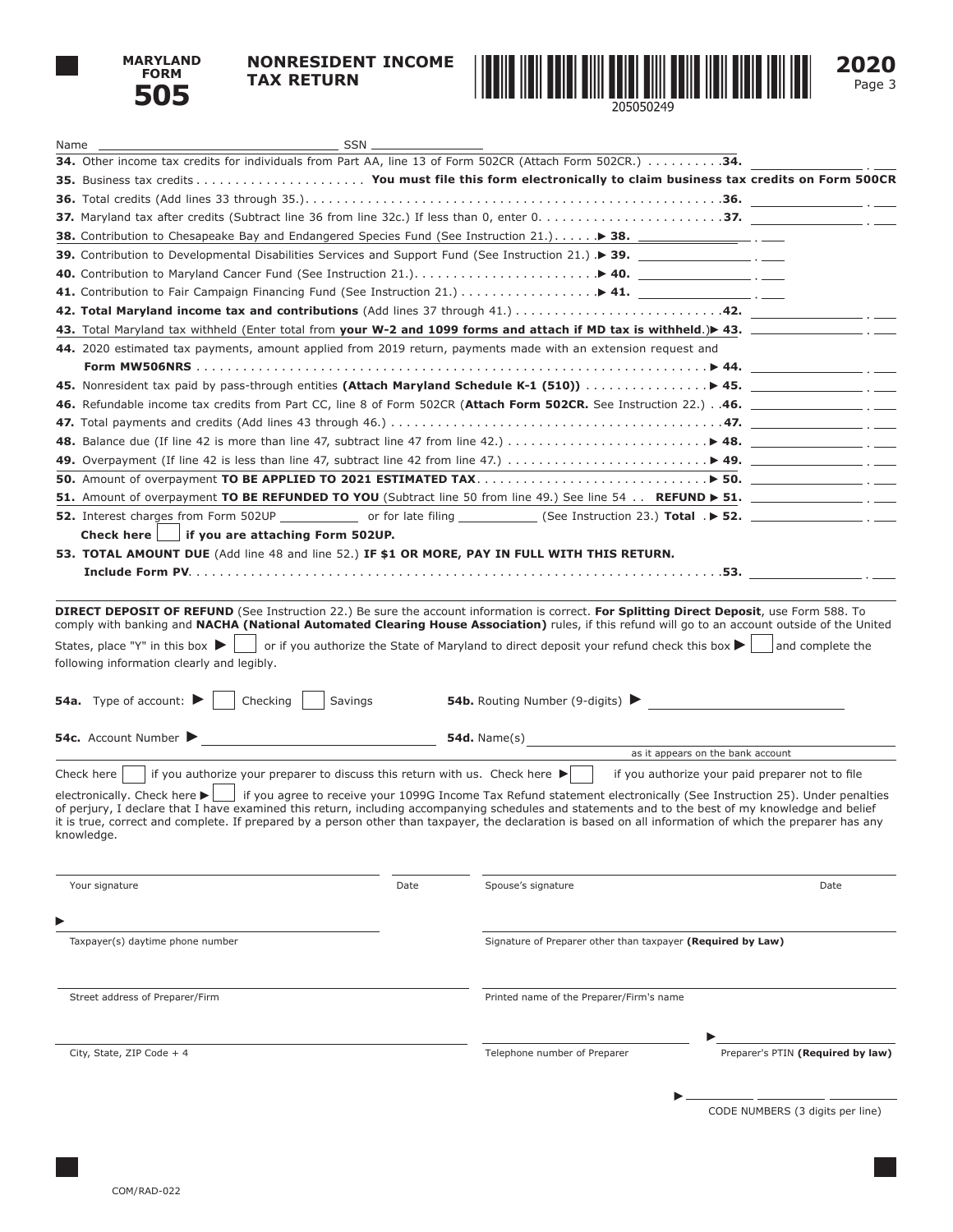**MARYLAND FORM 505**

**NONRESIDENT INCOME TAX RETURN**

205050249

**2020**

Name ______________________ SSN ______________

**34.** Other income tax credits for individuals from Part AA, line 13 of Form 502CR (Attach Form 502CR.) . . . . . . . . . . **34.** ________ . ___

**35.** Business tax credits . . . . . . . . . . . . . . . . . . . . . . . **You must file this form electronically to claim business tax credits on Form 500CR**

**36.** Total credits (Add lines 33 through 35.) . . . . . . . . . . . . . . . . . . . . . . . . . . . . . . . . . . . . . . . . . . . . . . . . . . **36.** ________ . ___

**37.** Maryland tax after credits (Subtract line 36 from line 32c.) If less than 0, enter 0. . . . . . . . . . . . . . . . . . . . . . . . **37.** ________ . ___

**38.** Contribution to Chesapeake Bay and Endangered Species Fund (See Instruction 21.). . . . . . ▶ **38.** ________ . ___

**39.** Contribution to Developmental Disabilities Services and Support Fund (See Instruction 21.) .▶ **39.** ________ . ___

**40.** Contribution to Maryland Cancer Fund (See Instruction 21.). . . . . . . . . . . . . . . . . . . . . . . ▶ **40.** ________ . ___

**41.** Contribution to Fair Campaign Financing Fund (See Instruction 21.) . . . . . . . . . . . . . . . . . . ▶ **41.** ________ . ___

**42. Total Maryland income tax and contributions** (Add lines 37 through 41.) . . . . . . . . . . . . . . . . . . . . . . . . . . . **42.** ________ . ___

**43.** Total Maryland tax withheld (Enter total from **your W-2 and 1099 forms and attach if MD tax is withheld**.)▶ **43.** ________ . ___

**44.** 2020 estimated tax payments, amount applied from 2019 return, payments made with an extension request and **Form MW506NRS** . . . . . . . . . . . . . . . . . . . . . . . . . . . . . . . . . . . . . . . . . . . . . . . . . . . . . . . . . . . . . . . . ▶ **44.** ________ . ___

**45.** Nonresident tax paid by pass-through entities **(Attach Maryland Schedule K-1 (510))** . . . . . . . . . . . . . . . . ▶ **45.** ________ . ___

**46.** Refundable income tax credits from Part CC, line 8 of Form 502CR (**Attach Form 502CR.** See Instruction 22.) . . **46.** ________ . ___

**47.** Total payments and credits (Add lines 43 through 46.) . . . . . . . . . . . . . . . . . . . . . . . . . . . . . . . . . . . . . . . . . . **47.** ________ . ___

**48.** Balance due (If line 42 is more than line 47, subtract line 47 from line 42.) . . . . . . . . . . . . . . . . . . . . . . . . . . ▶ **48.** ________ . ___

**49.** Overpayment (If line 42 is less than line 47, subtract line 42 from line 47.) . . . . . . . . . . . . . . . . . . . . . . . . . . ▶ **49.** ________ . ___

**50.** Amount of overpayment **TO BE APPLIED TO 2021 ESTIMATED TAX**. . . . . . . . . . . . . . . . . . . . . . . . . . . . . ▶ **50.** ________ . ___

**51.** Amount of overpayment **TO BE REFUNDED TO YOU** (Subtract line 50 from line 49.) See line 54 . . **REFUND** ▶ **51.** ________ . ___

**52.** Interest charges from Form 502UP ________ or for late filing ________ (See Instruction 23.) **Total** . ▶ **52.** ________ . ___

**Check here** ☐ **if you are attaching Form 502UP.**

**53. TOTAL AMOUNT DUE** (Add line 48 and line 52.) **IF $1 OR MORE, PAY IN FULL WITH THIS RETURN. Include Form PV**. . . . . . . . . . . . . . . . . . . . . . . . . . . . . . . . . . . . . . . . . . . . . . . . . . . . . . . . . . . . . . . . . . . **53.** ________ . ___

**DIRECT DEPOSIT OF REFUND** (See Instruction 22.) Be sure the account information is correct. **For Splitting Direct Deposit**, use Form 588. To comply with banking and **NACHA (National Automated Clearing House Association)** rules, if this refund will go to an account outside of the United States, place "Y" in this box ▶ ☐ or if you authorize the State of Maryland to direct deposit your refund check this box ▶ ☐ and complete the following information clearly and legibly.

**54a.** Type of account: ▶ ☐ Checking ☐ Savings

**54b.** Routing Number (9-digits) ▶ ______________

**54c.** Account Number ▶ ______________

**54d.** Name(s) ______________ as it appears on the bank account

Check here ☐ if you authorize your preparer to discuss this return with us. Check here ▶ ☐ if you authorize your paid preparer not to file electronically. Check here ▶ ☐ if you agree to receive your 1099G Income Tax Refund statement electronically (See Instruction 25). Under penalties of perjury, I declare that I have examined this return, including accompanying schedules and statements and to the best of my knowledge and belief it is true, correct and complete. If prepared by a person other than taxpayer, the declaration is based on all information of which the preparer has any knowledge.

| | | | |
|---|---|---|---|
| Your signature | Date | Spouse's signature | Date |
| ▶ Taxpayer(s) daytime phone number | | Signature of Preparer other than taxpayer **(Required by Law)** | |
| Street address of Preparer/Firm | | Printed name of the Preparer/Firm's name | |
| City, State, ZIP Code + 4 | | Telephone number of Preparer | ▶ Preparer's PTIN **(Required by law)** |

▶ ______ ______ ______ CODE NUMBERS (3 digits per line)

COM/RAD-022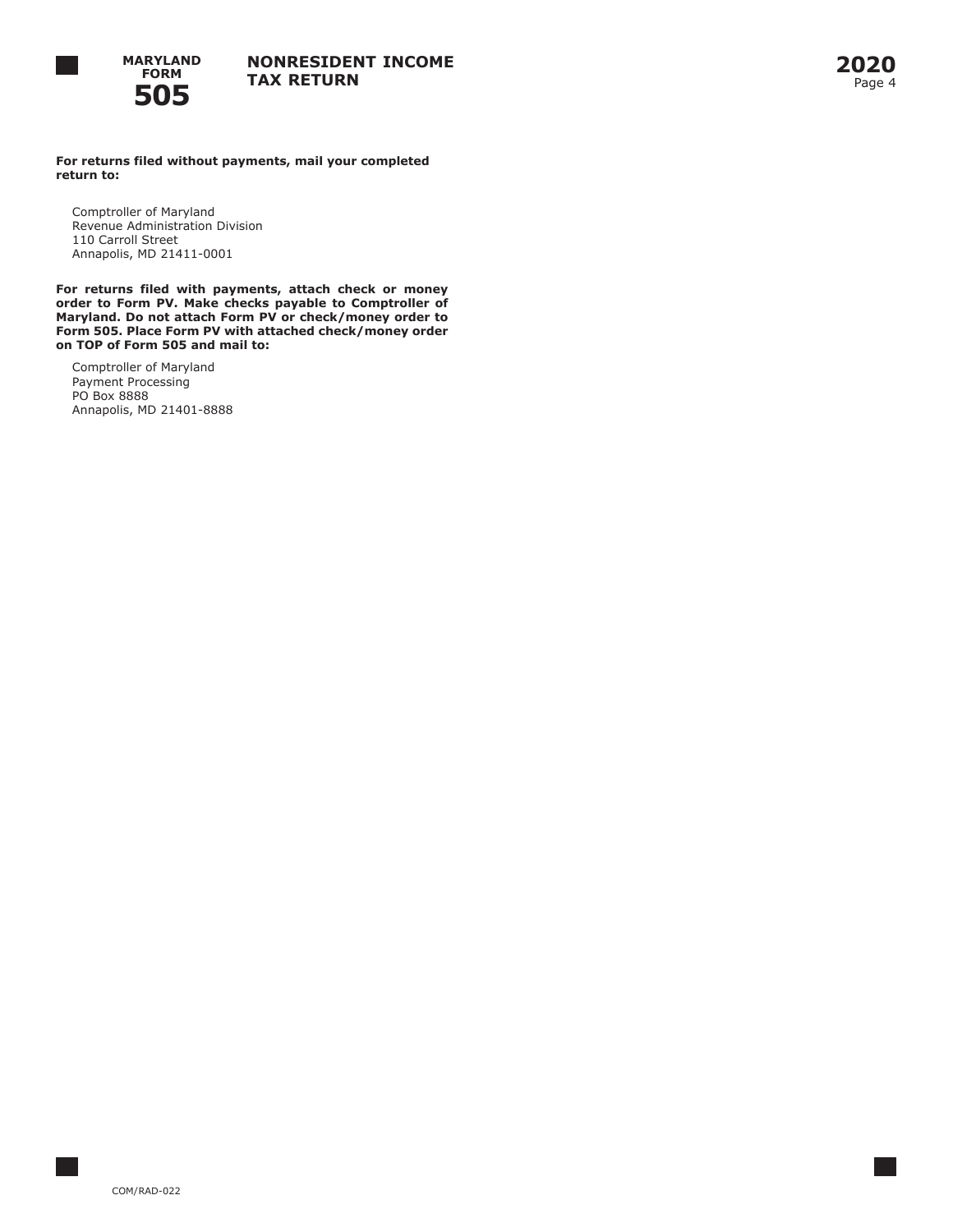**For returns filed without payments, mail your completed return to:**

Comptroller of Maryland
Revenue Administration Division
110 Carroll Street
Annapolis, MD 21411-0001

**For returns filed with payments, attach check or money order to Form PV. Make checks payable to Comptroller of Maryland. Do not attach Form PV or check/money order to Form 505. Place Form PV with attached check/money order on TOP of Form 505 and mail to:**

Comptroller of Maryland
Payment Processing
PO Box 8888
Annapolis, MD 21401-8888

COM/RAD-022